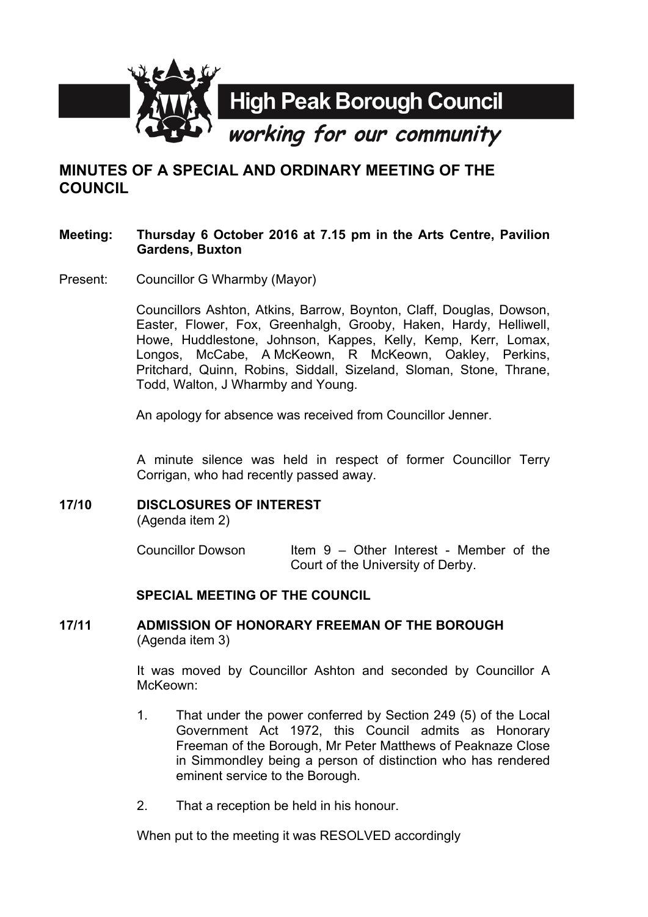High Peak Borough Council

*working for our community*

# MINUTES OF A SPECIAL AND ORDINARY MEETING OF THE COUNCIL

**Meeting:** **Thursday 6 October 2016 at 7.15 pm in the Arts Centre, Pavilion Gardens, Buxton**

Present: Councillor G Wharmby (Mayor)

Councillors Ashton, Atkins, Barrow, Boynton, Claff, Douglas, Dowson, Easter, Flower, Fox, Greenhalgh, Grooby, Haken, Hardy, Helliwell, Howe, Huddlestone, Johnson, Kappes, Kelly, Kemp, Kerr, Lomax, Longos, McCabe, A McKeown, R McKeown, Oakley, Perkins, Pritchard, Quinn, Robins, Siddall, Sizeland, Sloman, Stone, Thrane, Todd, Walton, J Wharmby and Young.

An apology for absence was received from Councillor Jenner.

A minute silence was held in respect of former Councillor Terry Corrigan, who had recently passed away.

## 17/10 DISCLOSURES OF INTEREST

(Agenda item 2)

Councillor Dowson — Item 9 – Other Interest - Member of the Court of the University of Derby.

## SPECIAL MEETING OF THE COUNCIL

## 17/11 ADMISSION OF HONORARY FREEMAN OF THE BOROUGH

(Agenda item 3)

It was moved by Councillor Ashton and seconded by Councillor A McKeown:

1. That under the power conferred by Section 249 (5) of the Local Government Act 1972, this Council admits as Honorary Freeman of the Borough, Mr Peter Matthews of Peaknaze Close in Simmondley being a person of distinction who has rendered eminent service to the Borough.

2. That a reception be held in his honour.

When put to the meeting it was RESOLVED accordingly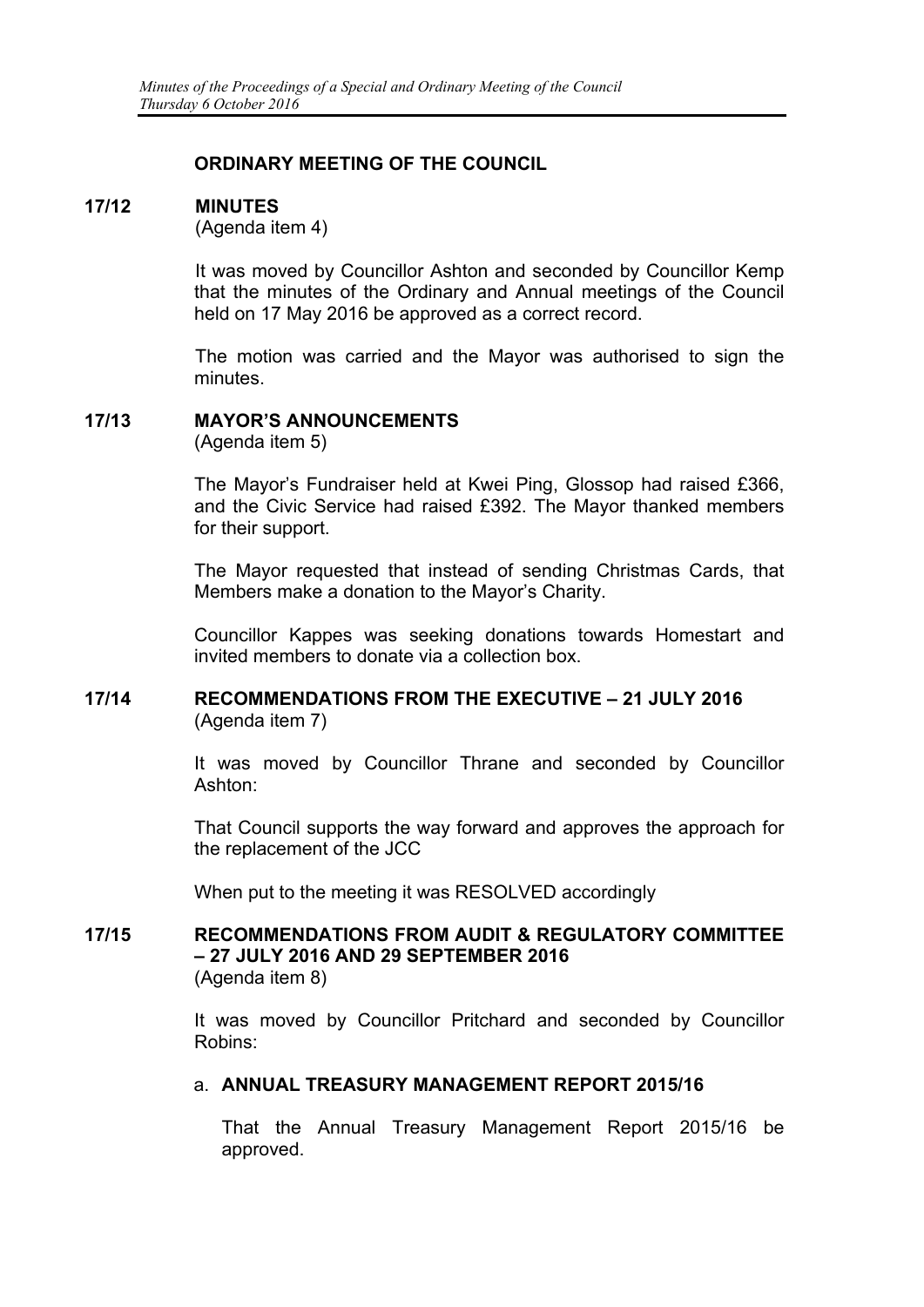## ORDINARY MEETING OF THE COUNCIL

**17/12 MINUTES**
(Agenda item 4)

It was moved by Councillor Ashton and seconded by Councillor Kemp that the minutes of the Ordinary and Annual meetings of the Council held on 17 May 2016 be approved as a correct record.

The motion was carried and the Mayor was authorised to sign the minutes.

**17/13 MAYOR'S ANNOUNCEMENTS**
(Agenda item 5)

The Mayor's Fundraiser held at Kwei Ping, Glossop had raised £366, and the Civic Service had raised £392. The Mayor thanked members for their support.

The Mayor requested that instead of sending Christmas Cards, that Members make a donation to the Mayor's Charity.

Councillor Kappes was seeking donations towards Homestart and invited members to donate via a collection box.

**17/14 RECOMMENDATIONS FROM THE EXECUTIVE – 21 JULY 2016**
(Agenda item 7)

It was moved by Councillor Thrane and seconded by Councillor Ashton:

That Council supports the way forward and approves the approach for the replacement of the JCC

When put to the meeting it was RESOLVED accordingly

**17/15 RECOMMENDATIONS FROM AUDIT & REGULATORY COMMITTEE – 27 JULY 2016 AND 29 SEPTEMBER 2016**
(Agenda item 8)

It was moved by Councillor Pritchard and seconded by Councillor Robins:

a. **ANNUAL TREASURY MANAGEMENT REPORT 2015/16**

That the Annual Treasury Management Report 2015/16 be approved.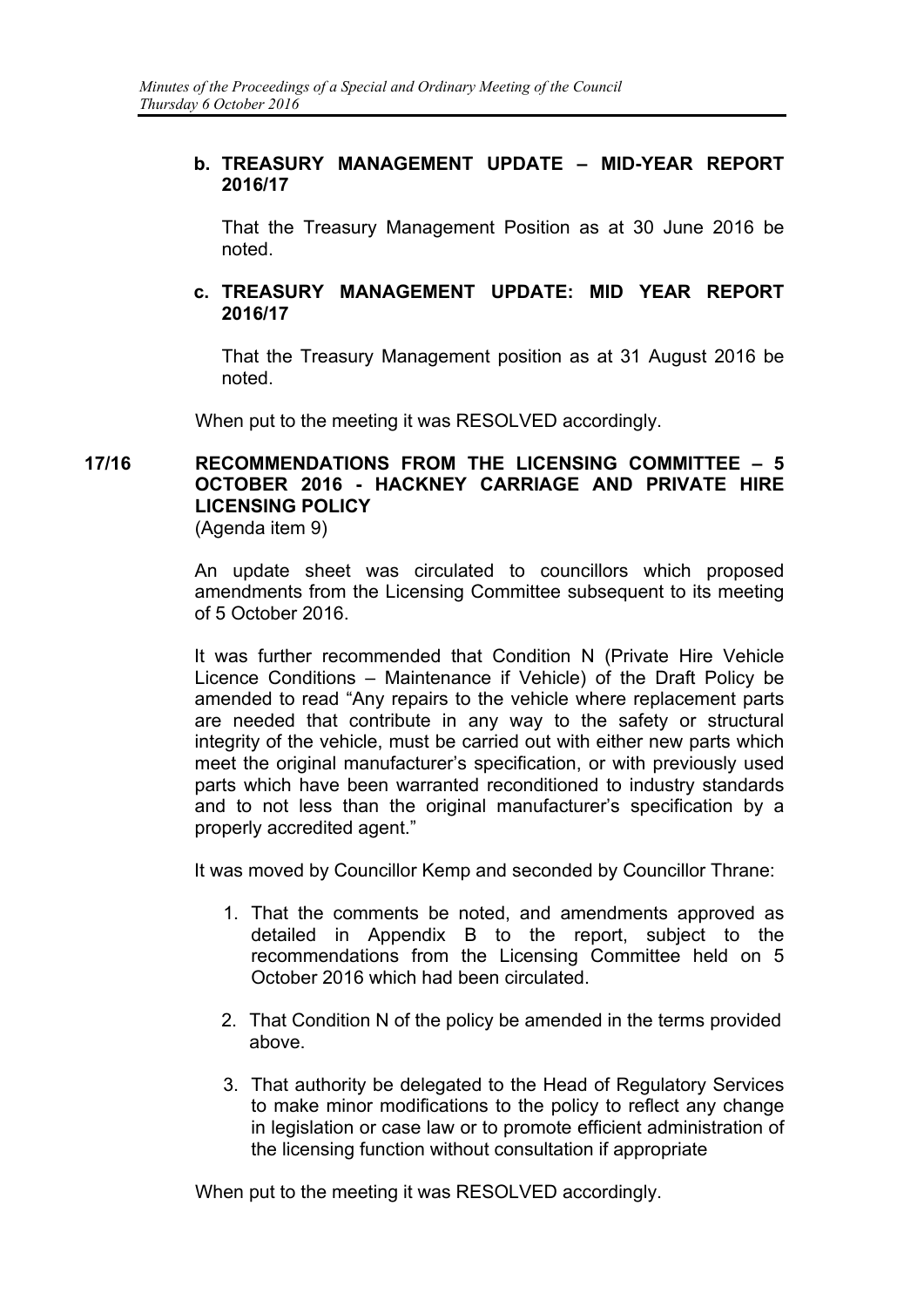**b. TREASURY MANAGEMENT UPDATE – MID-YEAR REPORT 2016/17**

That the Treasury Management Position as at 30 June 2016 be noted.

**c. TREASURY MANAGEMENT UPDATE: MID YEAR REPORT 2016/17**

That the Treasury Management position as at 31 August 2016 be noted.

When put to the meeting it was RESOLVED accordingly.

## 17/16 RECOMMENDATIONS FROM THE LICENSING COMMITTEE – 5 OCTOBER 2016 - HACKNEY CARRIAGE AND PRIVATE HIRE LICENSING POLICY

(Agenda item 9)

An update sheet was circulated to councillors which proposed amendments from the Licensing Committee subsequent to its meeting of 5 October 2016.

It was further recommended that Condition N (Private Hire Vehicle Licence Conditions – Maintenance if Vehicle) of the Draft Policy be amended to read "Any repairs to the vehicle where replacement parts are needed that contribute in any way to the safety or structural integrity of the vehicle, must be carried out with either new parts which meet the original manufacturer's specification, or with previously used parts which have been warranted reconditioned to industry standards and to not less than the original manufacturer's specification by a properly accredited agent."

It was moved by Councillor Kemp and seconded by Councillor Thrane:

1. That the comments be noted, and amendments approved as detailed in Appendix B to the report, subject to the recommendations from the Licensing Committee held on 5 October 2016 which had been circulated.
2. That Condition N of the policy be amended in the terms provided above.
3. That authority be delegated to the Head of Regulatory Services to make minor modifications to the policy to reflect any change in legislation or case law or to promote efficient administration of the licensing function without consultation if appropriate

When put to the meeting it was RESOLVED accordingly.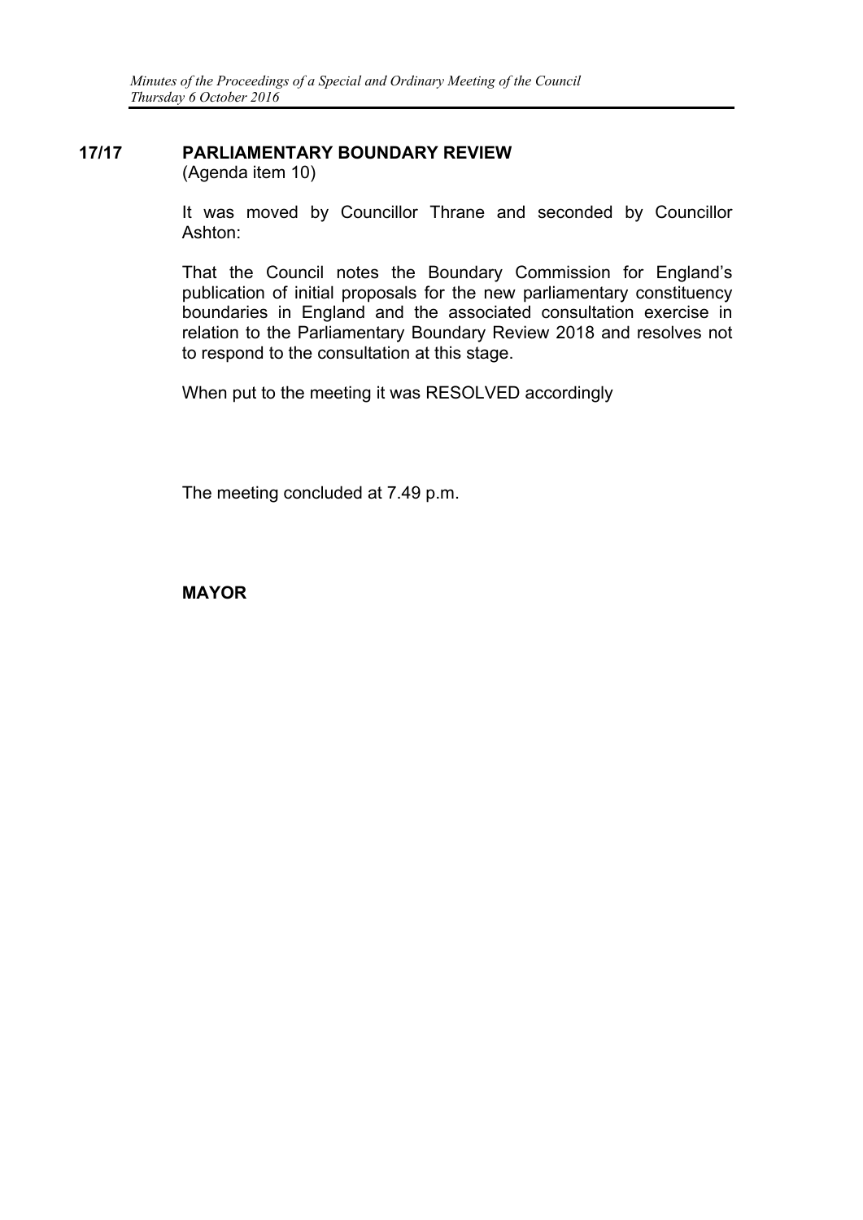## 17/17 PARLIAMENTARY BOUNDARY REVIEW

(Agenda item 10)

It was moved by Councillor Thrane and seconded by Councillor Ashton:

That the Council notes the Boundary Commission for England's publication of initial proposals for the new parliamentary constituency boundaries in England and the associated consultation exercise in relation to the Parliamentary Boundary Review 2018 and resolves not to respond to the consultation at this stage.

When put to the meeting it was RESOLVED accordingly

The meeting concluded at 7.49 p.m.

**MAYOR**